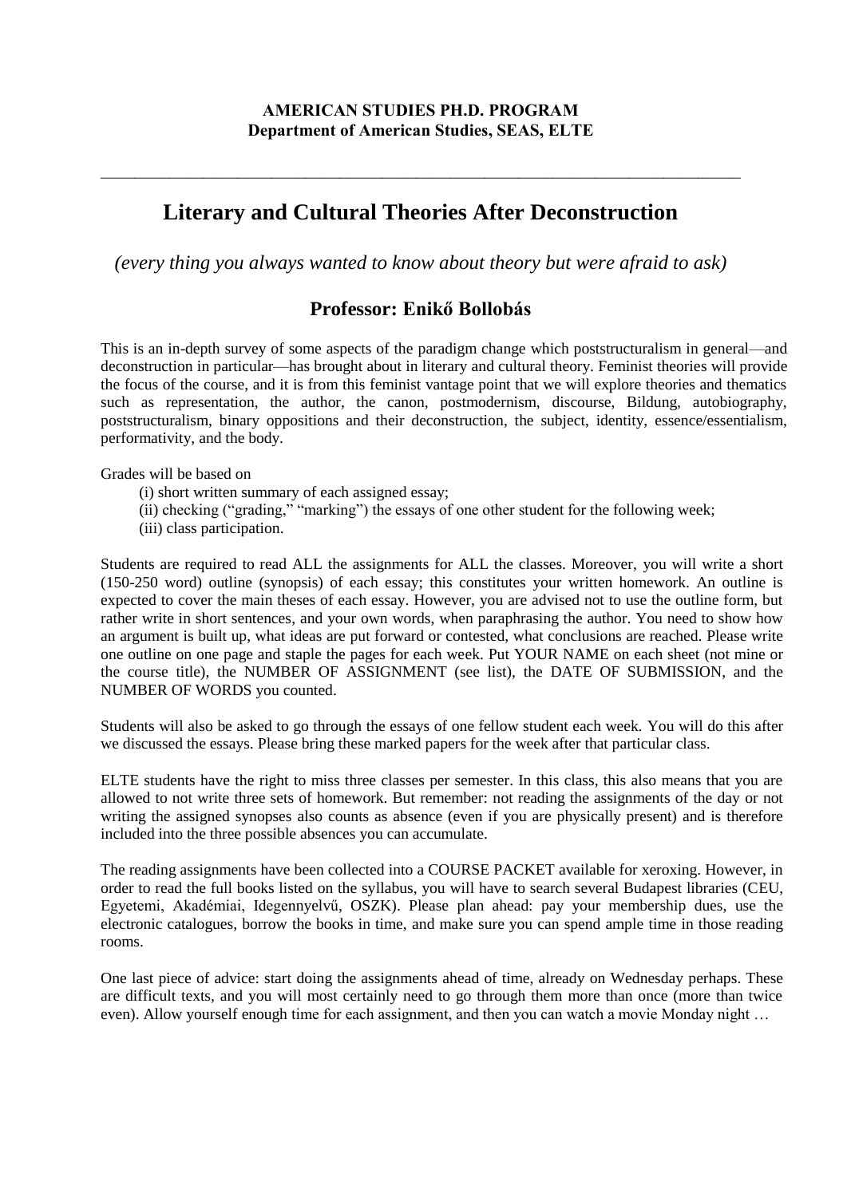**AMERICAN STUDIES PH.D. PROGRAM**
**Department of American Studies, SEAS, ELTE**

---

# Literary and Cultural Theories After Deconstruction

*(every thing you always wanted to know about theory but were afraid to ask)*

## Professor: Enikő Bollobás

This is an in-depth survey of some aspects of the paradigm change which poststructuralism in general—and deconstruction in particular—has brought about in literary and cultural theory. Feminist theories will provide the focus of the course, and it is from this feminist vantage point that we will explore theories and thematics such as representation, the author, the canon, postmodernism, discourse, Bildung, autobiography, poststructuralism, binary oppositions and their deconstruction, the subject, identity, essence/essentialism, performativity, and the body.

Grades will be based on

(i) short written summary of each assigned essay;
(ii) checking ("grading," "marking") the essays of one other student for the following week;
(iii) class participation.

Students are required to read ALL the assignments for ALL the classes. Moreover, you will write a short (150-250 word) outline (synopsis) of each essay; this constitutes your written homework. An outline is expected to cover the main theses of each essay. However, you are advised not to use the outline form, but rather write in short sentences, and your own words, when paraphrasing the author. You need to show how an argument is built up, what ideas are put forward or contested, what conclusions are reached. Please write one outline on one page and staple the pages for each week. Put YOUR NAME on each sheet (not mine or the course title), the NUMBER OF ASSIGNMENT (see list), the DATE OF SUBMISSION, and the NUMBER OF WORDS you counted.

Students will also be asked to go through the essays of one fellow student each week. You will do this after we discussed the essays. Please bring these marked papers for the week after that particular class.

ELTE students have the right to miss three classes per semester. In this class, this also means that you are allowed to not write three sets of homework. But remember: not reading the assignments of the day or not writing the assigned synopses also counts as absence (even if you are physically present) and is therefore included into the three possible absences you can accumulate.

The reading assignments have been collected into a COURSE PACKET available for xeroxing. However, in order to read the full books listed on the syllabus, you will have to search several Budapest libraries (CEU, Egyetemi, Akadémiai, Idegennyelvű, OSZK). Please plan ahead: pay your membership dues, use the electronic catalogues, borrow the books in time, and make sure you can spend ample time in those reading rooms.

One last piece of advice: start doing the assignments ahead of time, already on Wednesday perhaps. These are difficult texts, and you will most certainly need to go through them more than once (more than twice even). Allow yourself enough time for each assignment, and then you can watch a movie Monday night …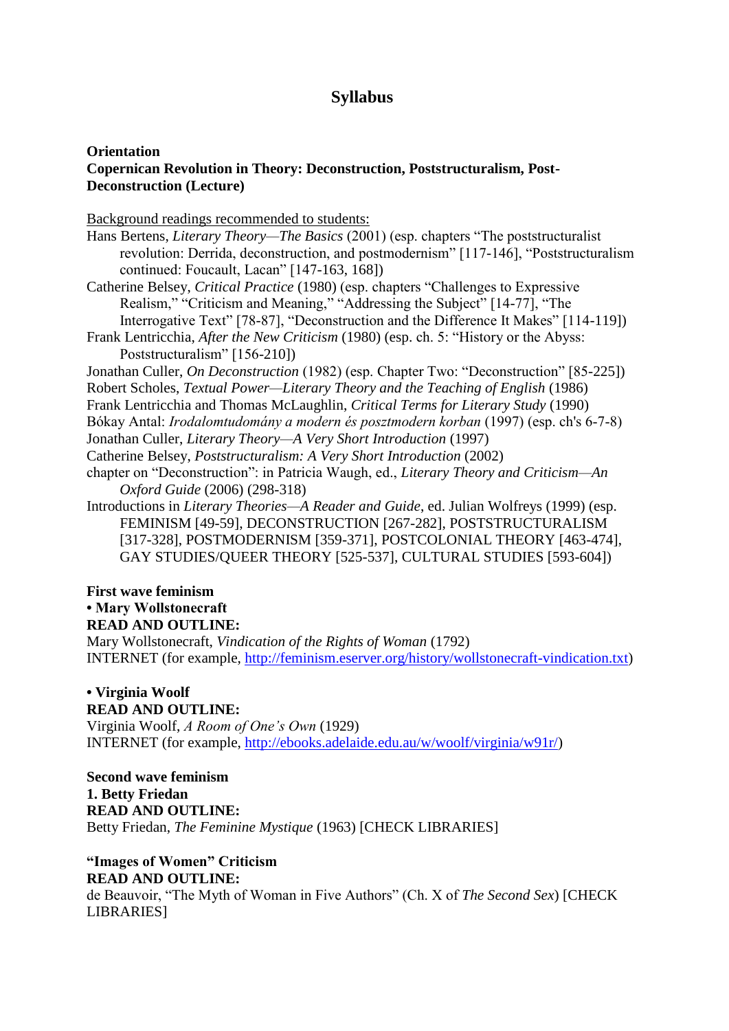# Syllabus

**Orientation**
**Copernican Revolution in Theory: Deconstruction, Poststructuralism, Post-Deconstruction (Lecture)**

<u>Background readings recommended to students:</u>

Hans Bertens, *Literary Theory—The Basics* (2001) (esp. chapters "The poststructuralist revolution: Derrida, deconstruction, and postmodernism" [117-146], "Poststructuralism continued: Foucault, Lacan" [147-163, 168])

Catherine Belsey, *Critical Practice* (1980) (esp. chapters "Challenges to Expressive Realism," "Criticism and Meaning," "Addressing the Subject" [14-77], "The Interrogative Text" [78-87], "Deconstruction and the Difference It Makes" [114-119])

Frank Lentricchia, *After the New Criticism* (1980) (esp. ch. 5: "History or the Abyss: Poststructuralism" [156-210])

Jonathan Culler, *On Deconstruction* (1982) (esp. Chapter Two: "Deconstruction" [85-225])

Robert Scholes, *Textual Power—Literary Theory and the Teaching of English* (1986)

Frank Lentricchia and Thomas McLaughlin, *Critical Terms for Literary Study* (1990)

Bókay Antal: *Irodalomtudomány a modern és posztmodern korban* (1997) (esp. ch's 6-7-8)

Jonathan Culler, *Literary Theory—A Very Short Introduction* (1997)

Catherine Belsey, *Poststructuralism: A Very Short Introduction* (2002)

chapter on "Deconstruction": in Patricia Waugh, ed., *Literary Theory and Criticism—An Oxford Guide* (2006) (298-318)

Introductions in *Literary Theories—A Reader and Guide*, ed. Julian Wolfreys (1999) (esp. FEMINISM [49-59], DECONSTRUCTION [267-282], POSTSTRUCTURALISM [317-328], POSTMODERNISM [359-371], POSTCOLONIAL THEORY [463-474], GAY STUDIES/QUEER THEORY [525-537], CULTURAL STUDIES [593-604])

**First wave feminism**
**• Mary Wollstonecraft**
**READ AND OUTLINE:**
Mary Wollstonecraft, *Vindication of the Rights of Woman* (1792)
INTERNET (for example, http://feminism.eserver.org/history/wollstonecraft-vindication.txt)

**• Virginia Woolf**
**READ AND OUTLINE:**
Virginia Woolf, *A Room of One's Own* (1929)
INTERNET (for example, http://ebooks.adelaide.edu.au/w/woolf/virginia/w91r/)

**Second wave feminism**
**1. Betty Friedan**
**READ AND OUTLINE:**
Betty Friedan, *The Feminine Mystique* (1963) [CHECK LIBRARIES]

**"Images of Women" Criticism**
**READ AND OUTLINE:**
de Beauvoir, "The Myth of Woman in Five Authors" (Ch. X of *The Second Sex*) [CHECK LIBRARIES]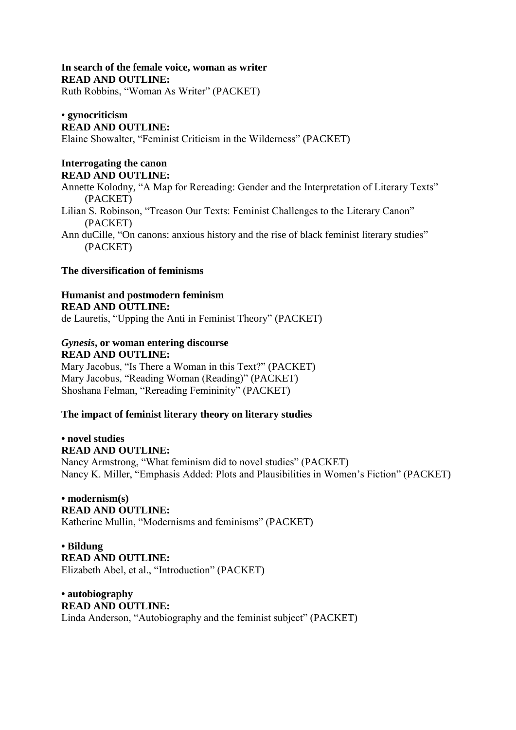**In search of the female voice, woman as writer**
**READ AND OUTLINE:**
Ruth Robbins, "Woman As Writer" (PACKET)

• **gynocriticism**
**READ AND OUTLINE:**
Elaine Showalter, "Feminist Criticism in the Wilderness" (PACKET)

**Interrogating the canon**
**READ AND OUTLINE:**
Annette Kolodny, "A Map for Rereading: Gender and the Interpretation of Literary Texts" (PACKET)
Lilian S. Robinson, "Treason Our Texts: Feminist Challenges to the Literary Canon" (PACKET)
Ann duCille, "On canons: anxious history and the rise of black feminist literary studies" (PACKET)

**The diversification of feminisms**

**Humanist and postmodern feminism**
**READ AND OUTLINE:**
de Lauretis, "Upping the Anti in Feminist Theory" (PACKET)

***Gynesis*, or woman entering discourse**
**READ AND OUTLINE:**
Mary Jacobus, "Is There a Woman in this Text?" (PACKET)
Mary Jacobus, "Reading Woman (Reading)" (PACKET)
Shoshana Felman, "Rereading Femininity" (PACKET)

**The impact of feminist literary theory on literary studies**

**• novel studies**
**READ AND OUTLINE:**
Nancy Armstrong, "What feminism did to novel studies" (PACKET)
Nancy K. Miller, "Emphasis Added: Plots and Plausibilities in Women's Fiction" (PACKET)

**• modernism(s)**
**READ AND OUTLINE:**
Katherine Mullin, "Modernisms and feminisms" (PACKET)

**• Bildung**
**READ AND OUTLINE:**
Elizabeth Abel, et al., "Introduction" (PACKET)

**• autobiography**
**READ AND OUTLINE:**
Linda Anderson, "Autobiography and the feminist subject" (PACKET)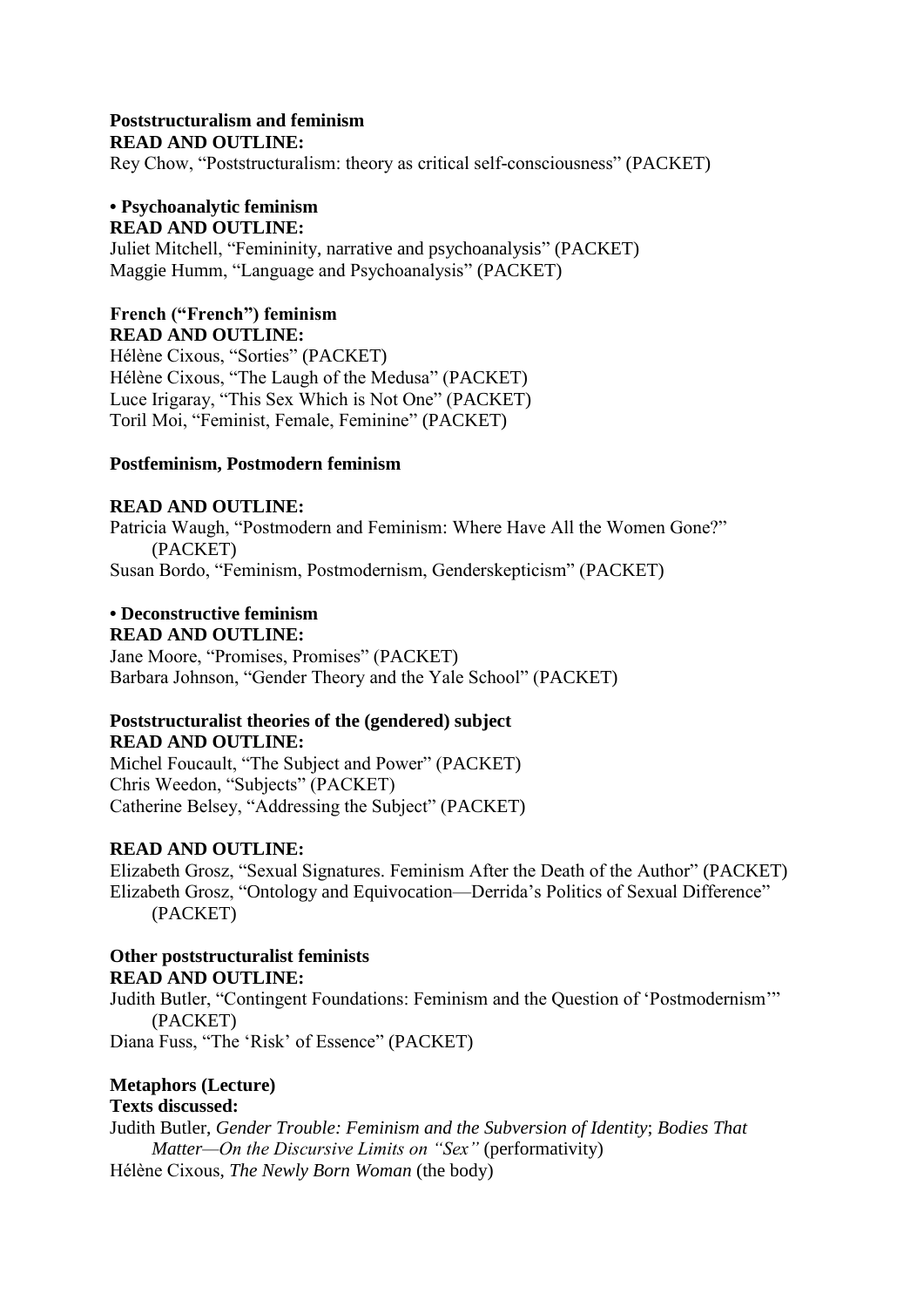**Poststructuralism and feminism**
**READ AND OUTLINE:**
Rey Chow, "Poststructuralism: theory as critical self-consciousness" (PACKET)

**• Psychoanalytic feminism**
**READ AND OUTLINE:**
Juliet Mitchell, "Femininity, narrative and psychoanalysis" (PACKET)
Maggie Humm, "Language and Psychoanalysis" (PACKET)

**French ("French") feminism**
**READ AND OUTLINE:**
Hélène Cixous, "Sorties" (PACKET)
Hélène Cixous, "The Laugh of the Medusa" (PACKET)
Luce Irigaray, "This Sex Which is Not One" (PACKET)
Toril Moi, "Feminist, Female, Feminine" (PACKET)

**Postfeminism, Postmodern feminism**

**READ AND OUTLINE:**
Patricia Waugh, "Postmodern and Feminism: Where Have All the Women Gone?" (PACKET)
Susan Bordo, "Feminism, Postmodernism, Genderskepticism" (PACKET)

**• Deconstructive feminism**
**READ AND OUTLINE:**
Jane Moore, "Promises, Promises" (PACKET)
Barbara Johnson, "Gender Theory and the Yale School" (PACKET)

**Poststructuralist theories of the (gendered) subject**
**READ AND OUTLINE:**
Michel Foucault, "The Subject and Power" (PACKET)
Chris Weedon, "Subjects" (PACKET)
Catherine Belsey, "Addressing the Subject" (PACKET)

**READ AND OUTLINE:**
Elizabeth Grosz, "Sexual Signatures. Feminism After the Death of the Author" (PACKET)
Elizabeth Grosz, "Ontology and Equivocation—Derrida's Politics of Sexual Difference" (PACKET)

**Other poststructuralist feminists**
**READ AND OUTLINE:**
Judith Butler, "Contingent Foundations: Feminism and the Question of 'Postmodernism'" (PACKET)
Diana Fuss, "The 'Risk' of Essence" (PACKET)

**Metaphors (Lecture)**
**Texts discussed:**
Judith Butler, *Gender Trouble: Feminism and the Subversion of Identity*; *Bodies That Matter—On the Discursive Limits on "Sex"* (performativity)
Hélène Cixous, *The Newly Born Woman* (the body)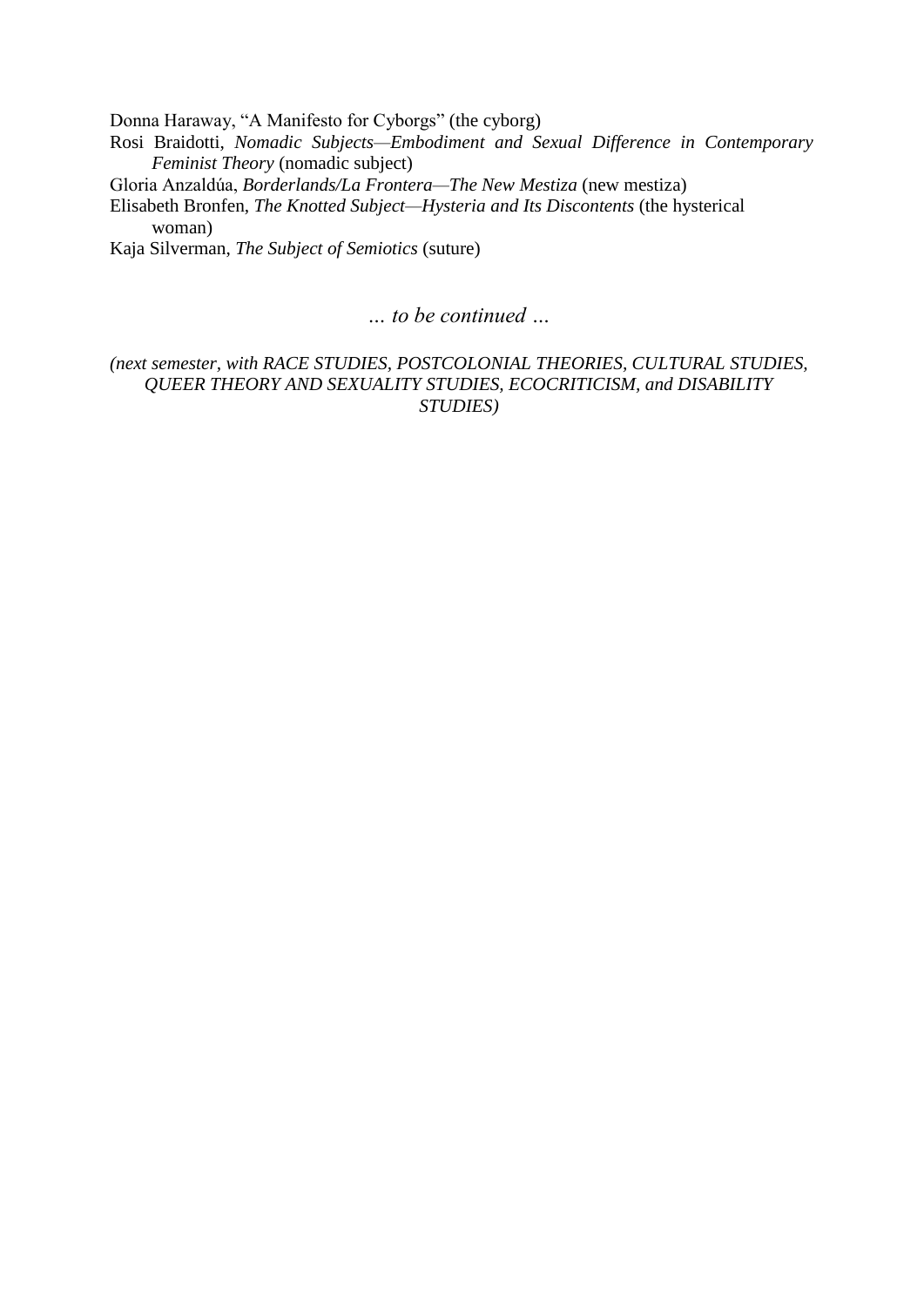Donna Haraway, "A Manifesto for Cyborgs" (the cyborg)

Rosi Braidotti, *Nomadic Subjects—Embodiment and Sexual Difference in Contemporary Feminist Theory* (nomadic subject)

Gloria Anzaldúa, *Borderlands/La Frontera—The New Mestiza* (new mestiza)

Elisabeth Bronfen, *The Knotted Subject—Hysteria and Its Discontents* (the hysterical woman)

Kaja Silverman, *The Subject of Semiotics* (suture)

*... to be continued ...*

*(next semester, with RACE STUDIES, POSTCOLONIAL THEORIES, CULTURAL STUDIES, QUEER THEORY AND SEXUALITY STUDIES, ECOCRITICISM, and DISABILITY STUDIES)*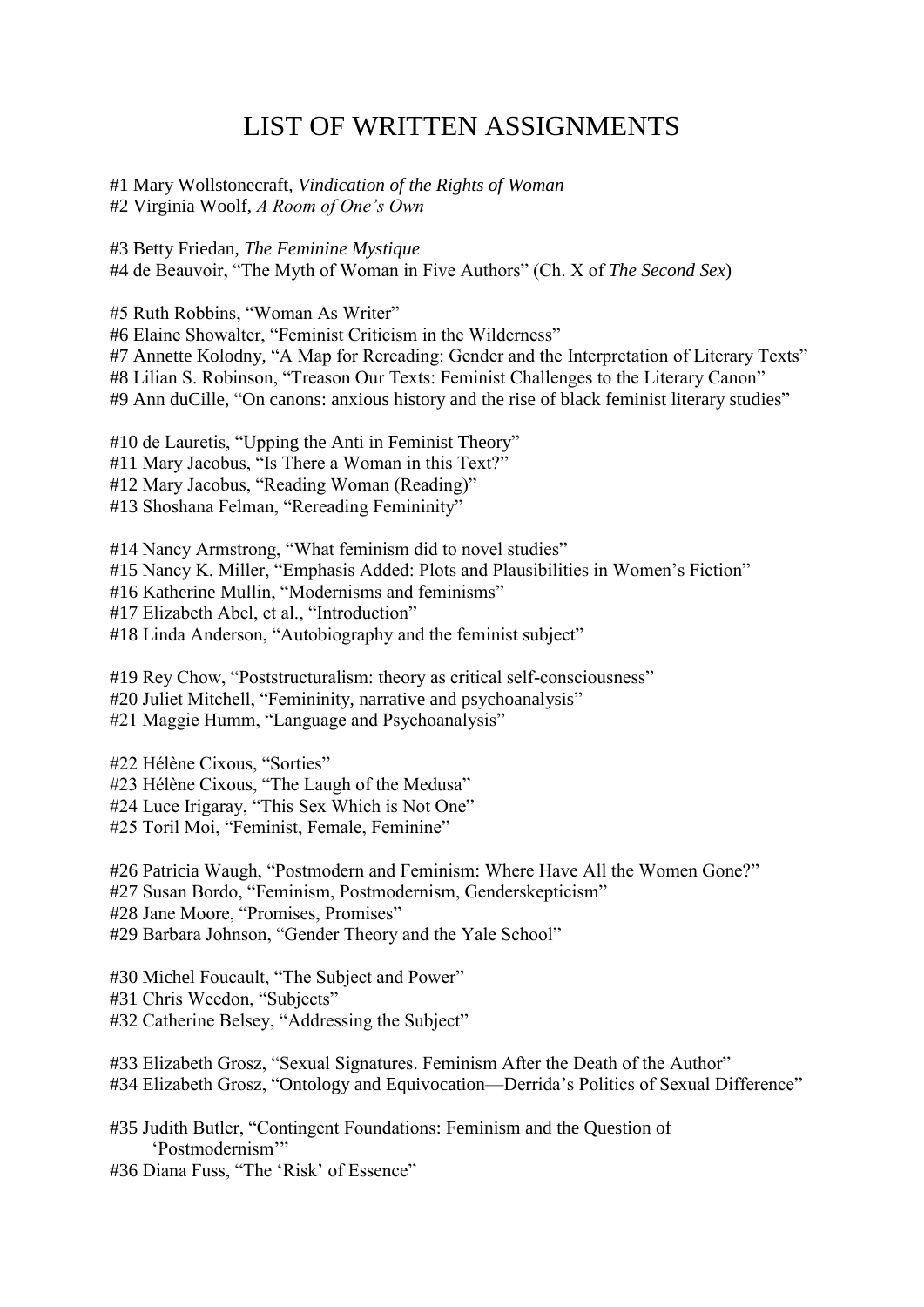# LIST OF WRITTEN ASSIGNMENTS

#1 Mary Wollstonecraft, *Vindication of the Rights of Woman*
#2 Virginia Woolf, *A Room of One's Own*

#3 Betty Friedan, *The Feminine Mystique*
#4 de Beauvoir, "The Myth of Woman in Five Authors" (Ch. X of *The Second Sex*)

#5 Ruth Robbins, "Woman As Writer"
#6 Elaine Showalter, "Feminist Criticism in the Wilderness"
#7 Annette Kolodny, "A Map for Rereading: Gender and the Interpretation of Literary Texts"
#8 Lilian S. Robinson, "Treason Our Texts: Feminist Challenges to the Literary Canon"
#9 Ann duCille, "On canons: anxious history and the rise of black feminist literary studies"

#10 de Lauretis, "Upping the Anti in Feminist Theory"
#11 Mary Jacobus, "Is There a Woman in this Text?"
#12 Mary Jacobus, "Reading Woman (Reading)"
#13 Shoshana Felman, "Rereading Femininity"

#14 Nancy Armstrong, "What feminism did to novel studies"
#15 Nancy K. Miller, "Emphasis Added: Plots and Plausibilities in Women's Fiction"
#16 Katherine Mullin, "Modernisms and feminisms"
#17 Elizabeth Abel, et al., "Introduction"
#18 Linda Anderson, "Autobiography and the feminist subject"

#19 Rey Chow, "Poststructuralism: theory as critical self-consciousness"
#20 Juliet Mitchell, "Femininity, narrative and psychoanalysis"
#21 Maggie Humm, "Language and Psychoanalysis"

#22 Hélène Cixous, "Sorties"
#23 Hélène Cixous, "The Laugh of the Medusa"
#24 Luce Irigaray, "This Sex Which is Not One"
#25 Toril Moi, "Feminist, Female, Feminine"

#26 Patricia Waugh, "Postmodern and Feminism: Where Have All the Women Gone?"
#27 Susan Bordo, "Feminism, Postmodernism, Genderskepticism"
#28 Jane Moore, "Promises, Promises"
#29 Barbara Johnson, "Gender Theory and the Yale School"

#30 Michel Foucault, "The Subject and Power"
#31 Chris Weedon, "Subjects"
#32 Catherine Belsey, "Addressing the Subject"

#33 Elizabeth Grosz, "Sexual Signatures. Feminism After the Death of the Author"
#34 Elizabeth Grosz, "Ontology and Equivocation—Derrida's Politics of Sexual Difference"

#35 Judith Butler, "Contingent Foundations: Feminism and the Question of 'Postmodernism'"
#36 Diana Fuss, "The 'Risk' of Essence"